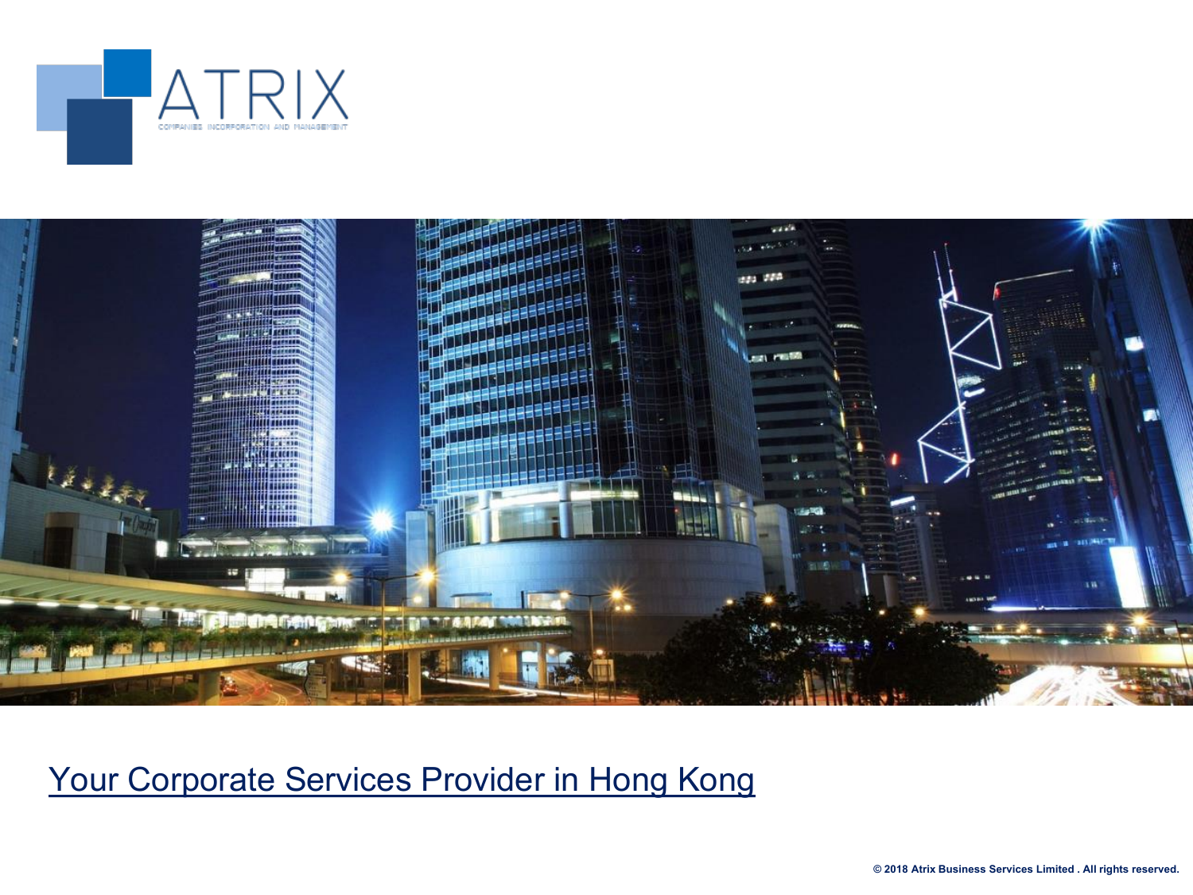ATRIX

COMPANIES INCORPORATION AND MANAGEMENT

# Your Corporate Services Provider in Hong Kong

© 2018 Atrix Business Services Limited . All rights reserved.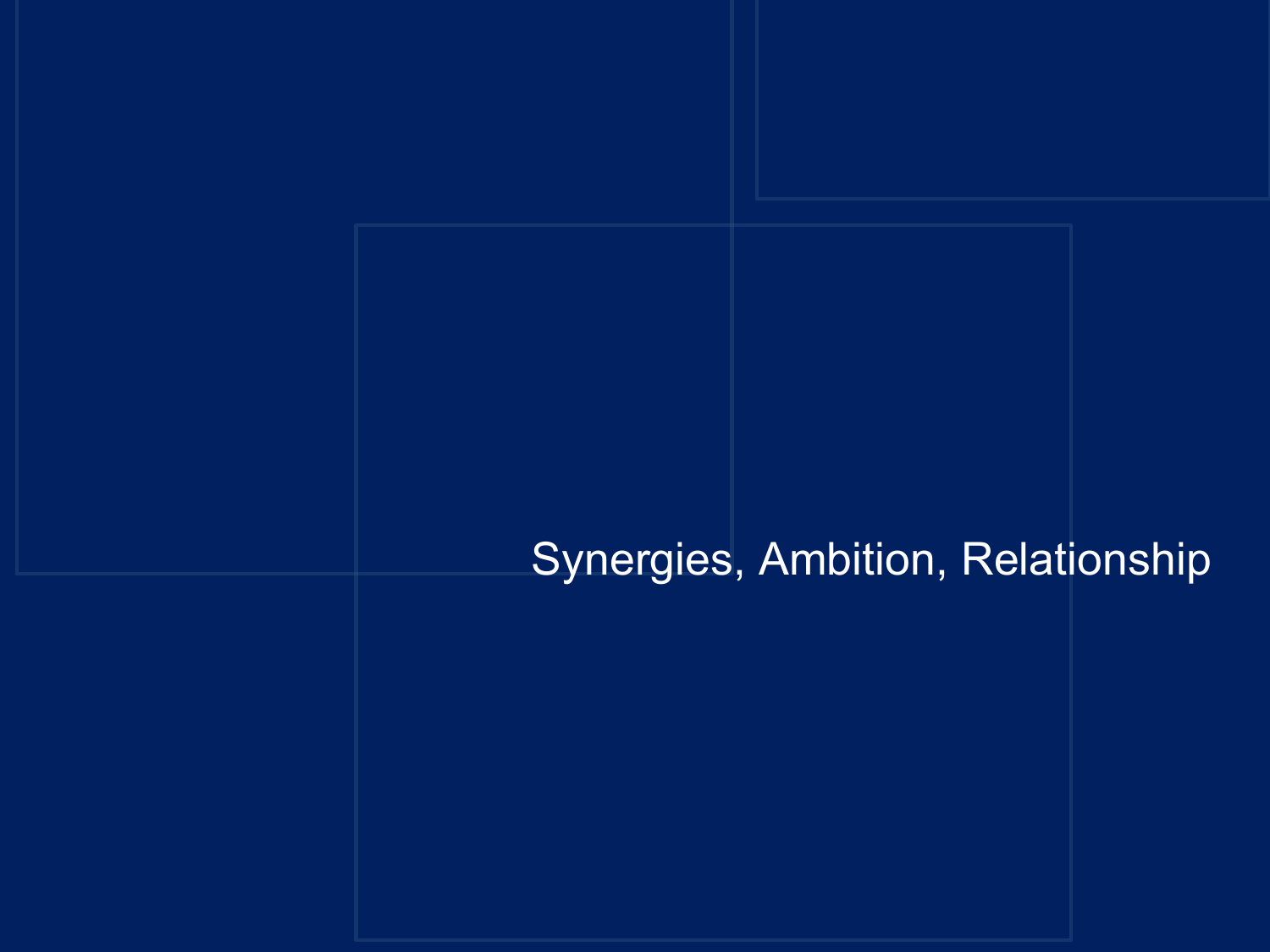# Synergies, Ambition, Relationship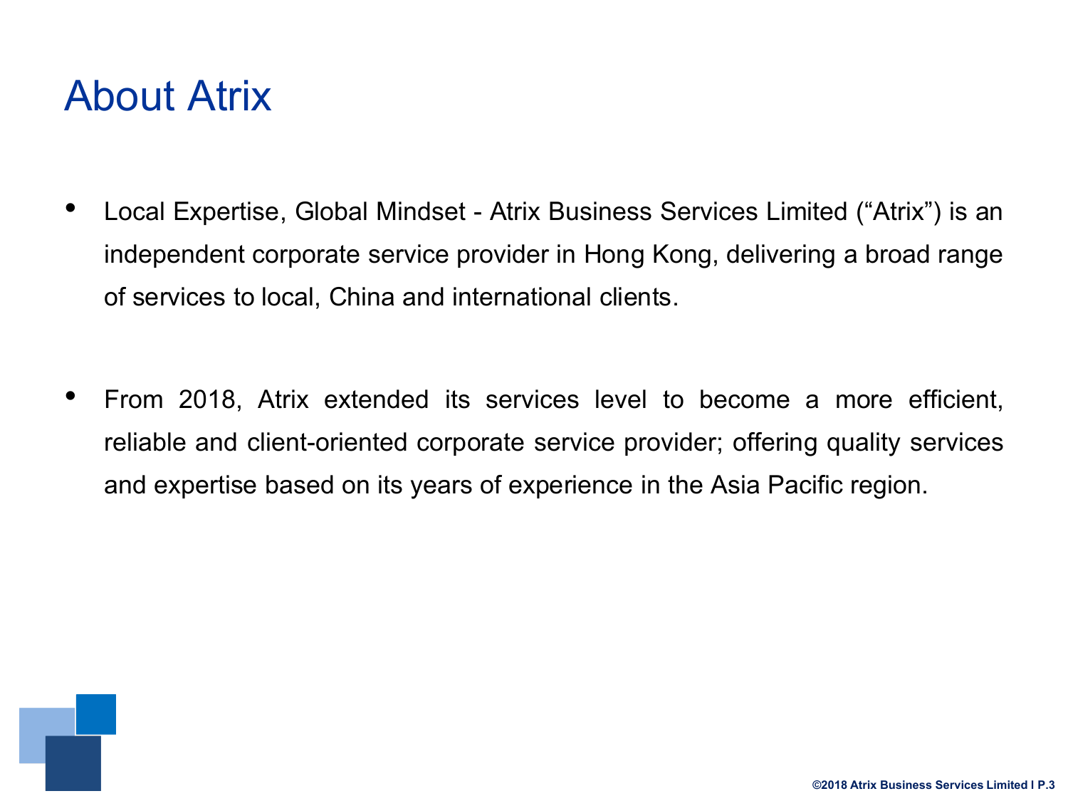# About Atrix

- Local Expertise, Global Mindset - Atrix Business Services Limited ("Atrix") is an independent corporate service provider in Hong Kong, delivering a broad range of services to local, China and international clients.

- From 2018, Atrix extended its services level to become a more efficient, reliable and client-oriented corporate service provider; offering quality services and expertise based on its years of experience in the Asia Pacific region.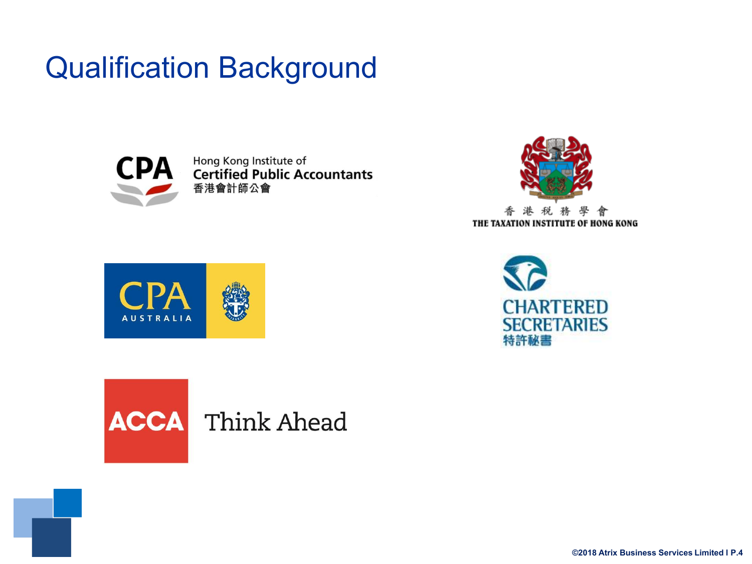# Qualification Background

CPA Hong Kong Institute of Certified Public Accountants 香港會計師公會

香港稅務學會 THE TAXATION INSTITUTE OF HONG KONG

CPA AUSTRALIA

CHARTERED SECRETARIES 特許秘書

ACCA Think Ahead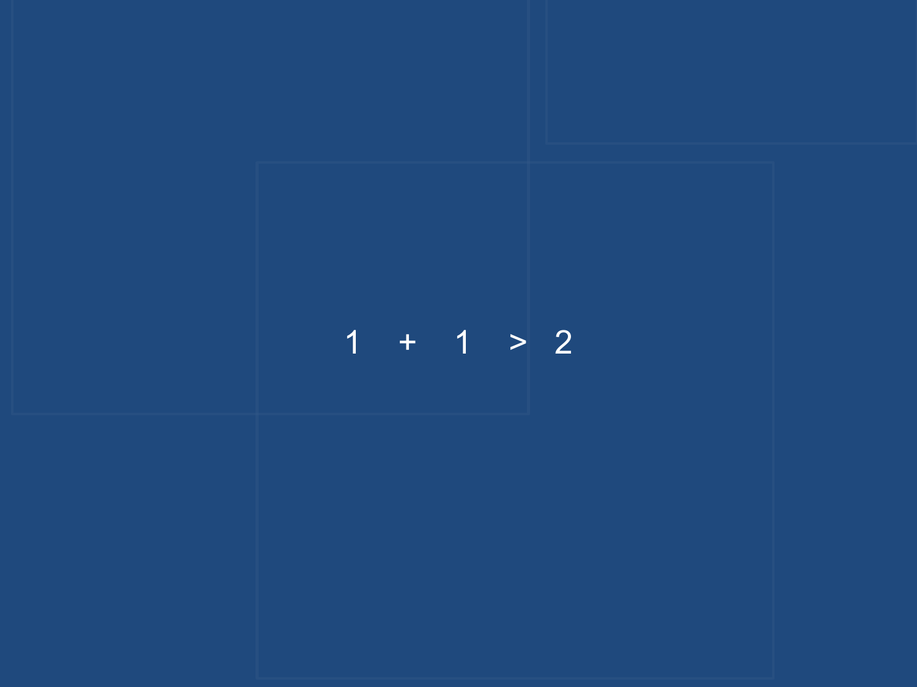$$1 + 1 > 2$$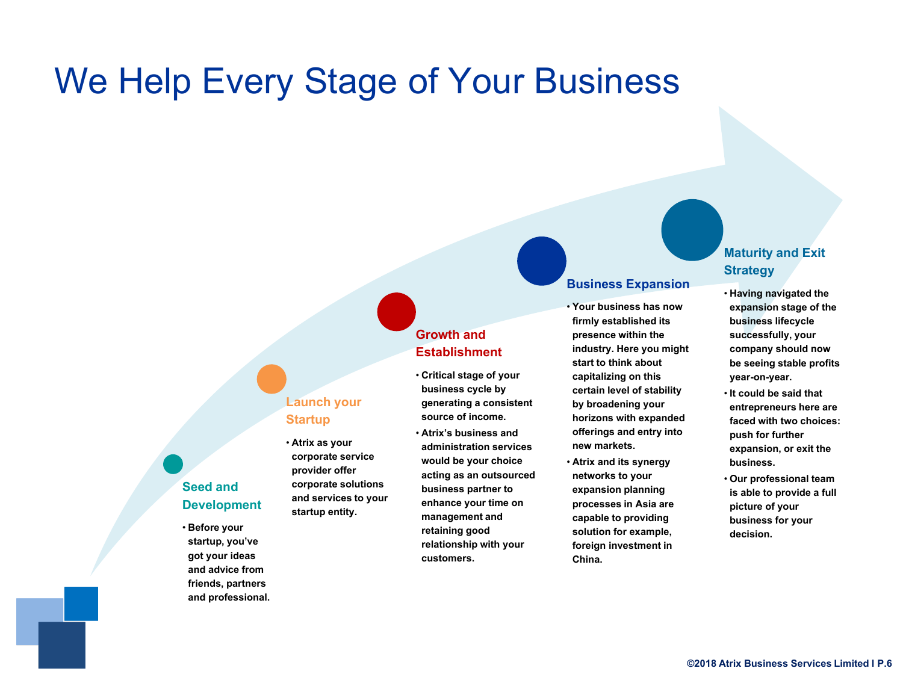# We Help Every Stage of Your Business

### Seed and Development

- Before your startup, you've got your ideas and advice from friends, partners and professional.

### Launch your Startup

- Atrix as your corporate service provider offer corporate solutions and services to your startup entity.

### Growth and Establishment

- Critical stage of your business cycle by generating a consistent source of income.
- Atrix's business and administration services would be your choice acting as an outsourced business partner to enhance your time on management and retaining good relationship with your customers.

### Business Expansion

- Your business has now firmly established its presence within the industry. Here you might start to think about capitalizing on this certain level of stability by broadening your horizons with expanded offerings and entry into new markets.
- Atrix and its synergy networks to your expansion planning processes in Asia are capable to providing solution for example, foreign investment in China.

### Maturity and Exit Strategy

- Having navigated the expansion stage of the business lifecycle successfully, your company should now be seeing stable profits year-on-year.
- It could be said that entrepreneurs here are faced with two choices: push for further expansion, or exit the business.
- Our professional team is able to provide a full picture of your business for your decision.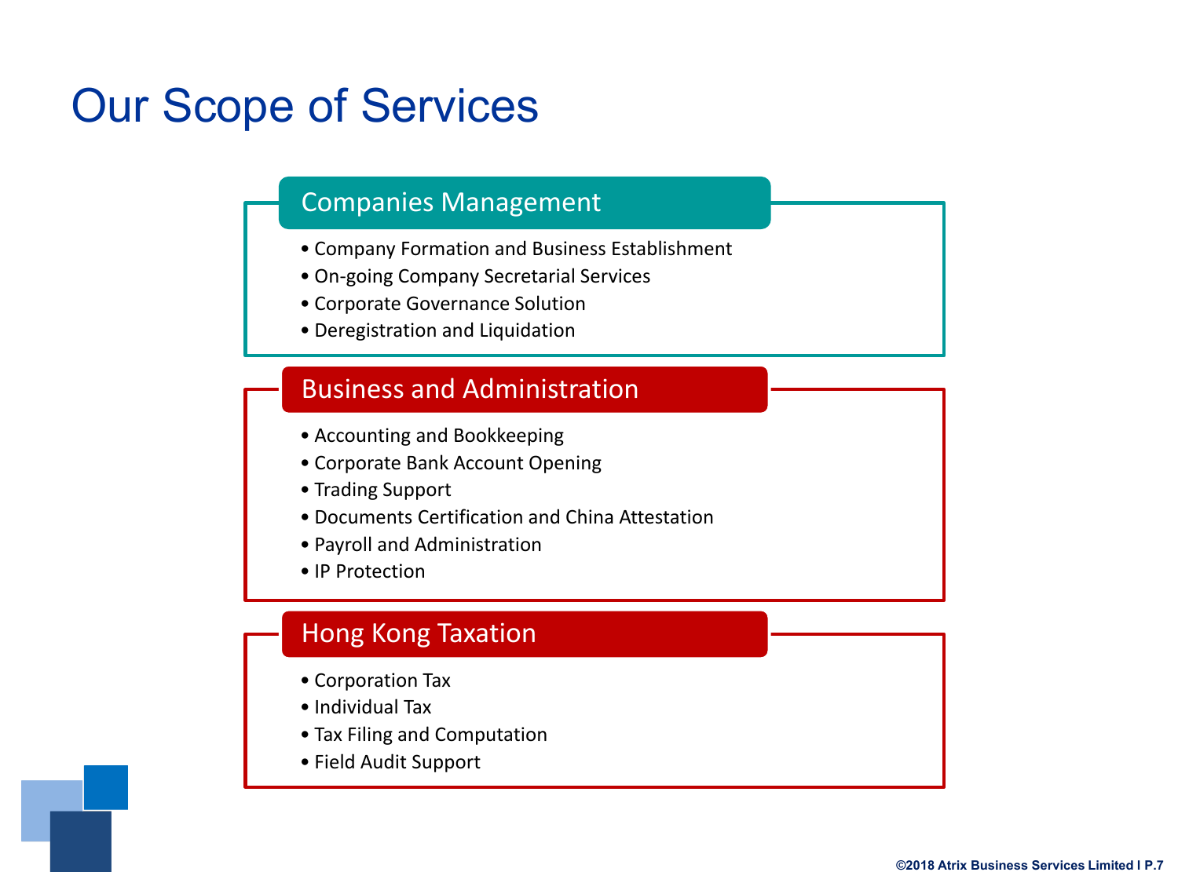# Our Scope of Services

## Companies Management

- Company Formation and Business Establishment
- On-going Company Secretarial Services
- Corporate Governance Solution
- Deregistration and Liquidation

## Business and Administration

- Accounting and Bookkeeping
- Corporate Bank Account Opening
- Trading Support
- Documents Certification and China Attestation
- Payroll and Administration
- IP Protection

## Hong Kong Taxation

- Corporation Tax
- Individual Tax
- Tax Filing and Computation
- Field Audit Support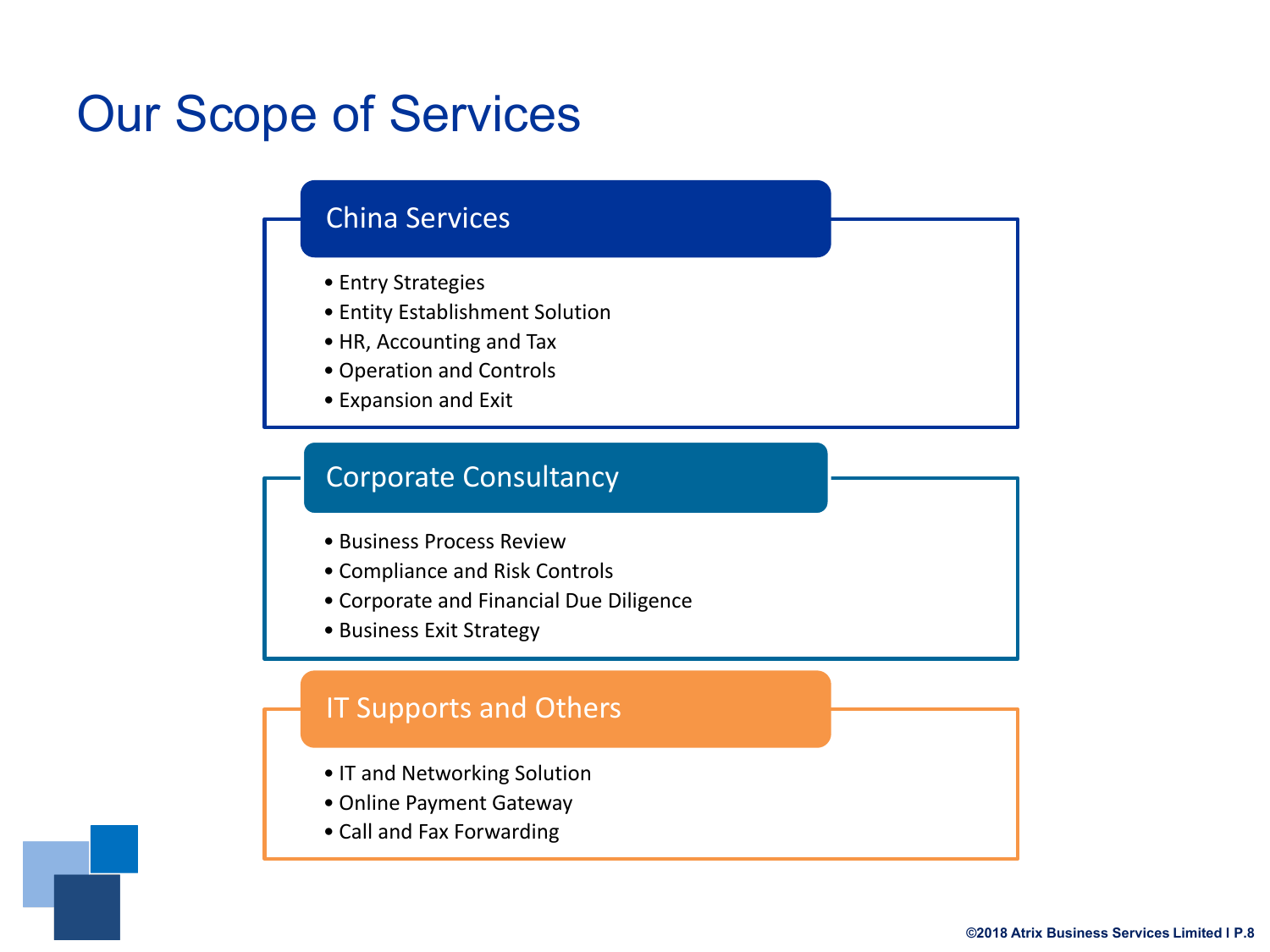# Our Scope of Services

## China Services

- Entry Strategies
- Entity Establishment Solution
- HR, Accounting and Tax
- Operation and Controls
- Expansion and Exit

## Corporate Consultancy

- Business Process Review
- Compliance and Risk Controls
- Corporate and Financial Due Diligence
- Business Exit Strategy

## IT Supports and Others

- IT and Networking Solution
- Online Payment Gateway
- Call and Fax Forwarding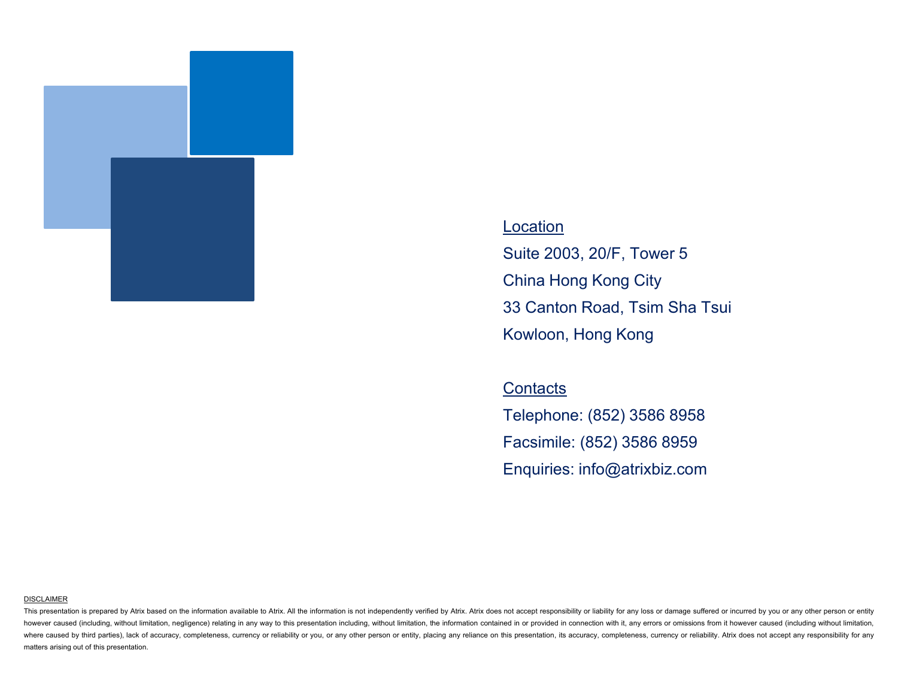Location

Suite 2003, 20/F, Tower 5

China Hong Kong City

33 Canton Road, Tsim Sha Tsui

Kowloon, Hong Kong

Contacts

Telephone: (852) 3586 8958

Facsimile: (852) 3586 8959

Enquiries: info@atrixbiz.com

DISCLAIMER

This presentation is prepared by Atrix based on the information available to Atrix. All the information is not independently verified by Atrix. Atrix does not accept responsibility or liability for any loss or damage suffered or incurred by you or any other person or entity however caused (including, without limitation, negligence) relating in any way to this presentation including, without limitation, the information contained in or provided in connection with it, any errors or omissions from it however caused (including without limitation, where caused by third parties), lack of accuracy, completeness, currency or reliability or you, or any other person or entity, placing any reliance on this presentation, its accuracy, completeness, currency or reliability. Atrix does not accept any responsibility for any matters arising out of this presentation.